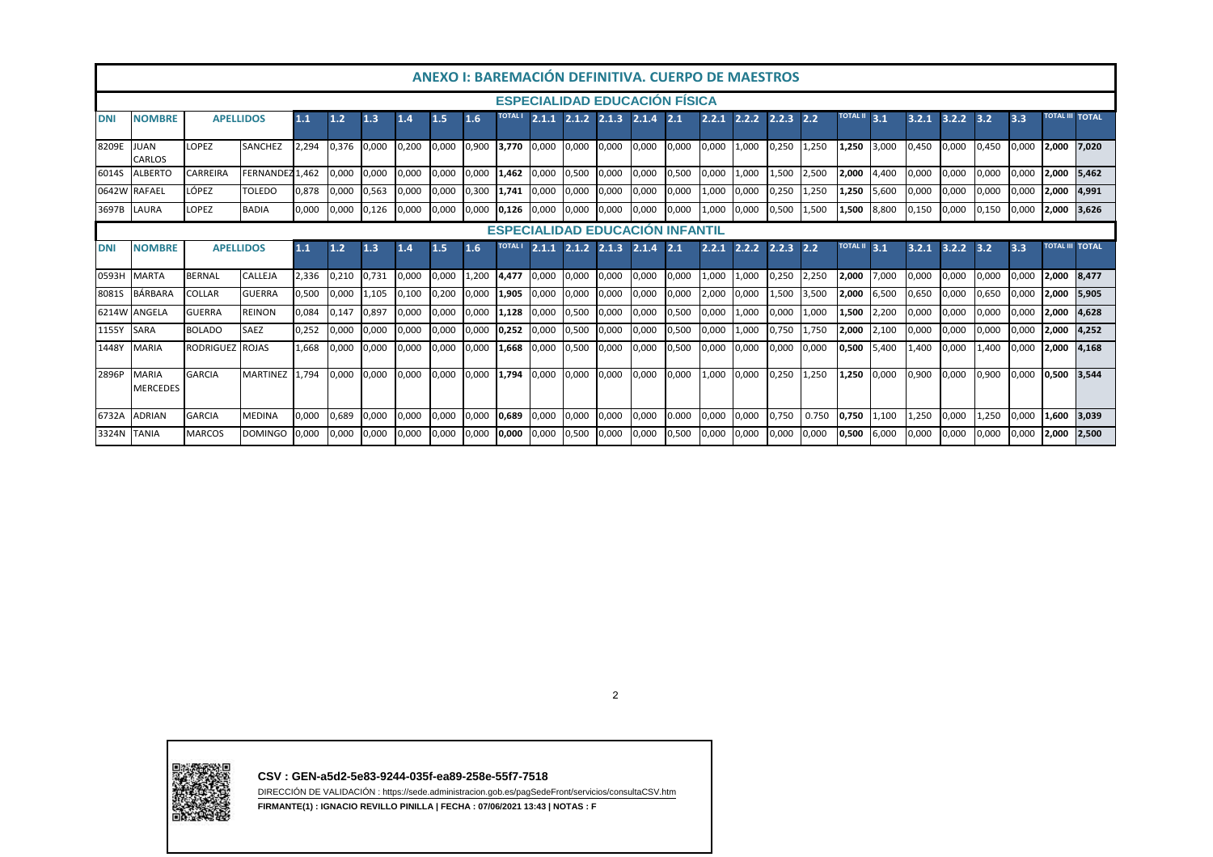# ANEXO I: BAREMACIÓN DEFINITIVA. CUERPO DE MAESTROS

## ESPECIALIDAD EDUCACIÓN FÍSICA

| DNI | NOMBRE | APELLIDOS | | 1.1 | 1.2 | 1.3 | 1.4 | 1.5 | 1.6 | TOTAL I | 2.1.1 | 2.1.2 | 2.1.3 | 2.1.4 | 2.1 | 2.2.1 | 2.2.2 | 2.2.3 | 2.2 | TOTAL II | 3.1 | 3.2.1 | 3.2.2 | 3.2 | 3.3 | TOTAL III | TOTAL |
|---|---|---|---|---|---|---|---|---|---|---|---|---|---|---|---|---|---|---|---|---|---|---|---|---|---|---|---|
| 8209E | JUAN CARLOS | LOPEZ | SANCHEZ | 2,294 | 0,376 | 0,000 | 0,200 | 0,000 | 0,900 | **3,770** | 0,000 | 0,000 | 0,000 | 0,000 | 0,000 | 0,000 | 1,000 | 0,250 | 1,250 | **1,250** | 3,000 | 0,450 | 0,000 | 0,450 | 0,000 | **2,000** | **7,020** |
| 6014S | ALBERTO | CARREIRA | FERNANDEZ | 1,462 | 0,000 | 0,000 | 0,000 | 0,000 | 0,000 | **1,462** | 0,000 | 0,500 | 0,000 | 0,000 | 0,500 | 0,000 | 1,000 | 1,500 | 2,500 | **2,000** | 4,400 | 0,000 | 0,000 | 0,000 | 0,000 | **2,000** | **5,462** |
| 0642W | RAFAEL | LÓPEZ | TOLEDO | 0,878 | 0,000 | 0,563 | 0,000 | 0,000 | 0,300 | **1,741** | 0,000 | 0,000 | 0,000 | 0,000 | 0,000 | 1,000 | 0,000 | 0,250 | 1,250 | **1,250** | 5,600 | 0,000 | 0,000 | 0,000 | 0,000 | **2,000** | **4,991** |
| 3697B | LAURA | LOPEZ | BADIA | 0,000 | 0,000 | 0,126 | 0,000 | 0,000 | 0,000 | **0,126** | 0,000 | 0,000 | 0,000 | 0,000 | 0,000 | 1,000 | 0,000 | 0,500 | 1,500 | **1,500** | 8,800 | 0,150 | 0,000 | 0,150 | 0,000 | **2,000** | **3,626** |

## ESPECIALIDAD EDUCACIÓN INFANTIL

| DNI | NOMBRE | APELLIDOS | | 1.1 | 1.2 | 1.3 | 1.4 | 1.5 | 1.6 | TOTAL I | 2.1.1 | 2.1.2 | 2.1.3 | 2.1.4 | 2.1 | 2.2.1 | 2.2.2 | 2.2.3 | 2.2 | TOTAL II | 3.1 | 3.2.1 | 3.2.2 | 3.2 | 3.3 | TOTAL III | TOTAL |
|---|---|---|---|---|---|---|---|---|---|---|---|---|---|---|---|---|---|---|---|---|---|---|---|---|---|---|---|
| 0593H | MARTA | BERNAL | CALLEJA | 2,336 | 0,210 | 0,731 | 0,000 | 0,000 | 1,200 | **4,477** | 0,000 | 0,000 | 0,000 | 0,000 | 0,000 | 1,000 | 1,000 | 0,250 | 2,250 | **2,000** | 7,000 | 0,000 | 0,000 | 0,000 | 0,000 | **2,000** | **8,477** |
| 8081S | BÁRBARA | COLLAR | GUERRA | 0,500 | 0,000 | 1,105 | 0,100 | 0,200 | 0,000 | **1,905** | 0,000 | 0,000 | 0,000 | 0,000 | 0,000 | 2,000 | 0,000 | 1,500 | 3,500 | **2,000** | 6,500 | 0,650 | 0,000 | 0,650 | 0,000 | **2,000** | **5,905** |
| 6214W | ANGELA | GUERRA | REINON | 0,084 | 0,147 | 0,897 | 0,000 | 0,000 | 0,000 | **1,128** | 0,000 | 0,500 | 0,000 | 0,000 | 0,500 | 0,000 | 1,000 | 0,000 | 1,000 | **1,500** | 2,200 | 0,000 | 0,000 | 0,000 | 0,000 | **2,000** | **4,628** |
| 1155Y | SARA | BOLADO | SAEZ | 0,252 | 0,000 | 0,000 | 0,000 | 0,000 | 0,000 | **0,252** | 0,000 | 0,500 | 0,000 | 0,000 | 0,500 | 0,000 | 1,000 | 0,750 | 1,750 | **2,000** | 2,100 | 0,000 | 0,000 | 0,000 | 0,000 | **2,000** | **4,252** |
| 1448Y | MARIA | RODRIGUEZ | ROJAS | 1,668 | 0,000 | 0,000 | 0,000 | 0,000 | 0,000 | **1,668** | 0,000 | 0,500 | 0,000 | 0,000 | 0,500 | 0,000 | 0,000 | 0,000 | 0,000 | **0,500** | 5,400 | 1,400 | 0,000 | 1,400 | 0,000 | **2,000** | **4,168** |
| 2896P | MARIA MERCEDES | GARCIA | MARTINEZ | 1,794 | 0,000 | 0,000 | 0,000 | 0,000 | 0,000 | **1,794** | 0,000 | 0,000 | 0,000 | 0,000 | 0,000 | 1,000 | 0,000 | 0,250 | 1,250 | **1,250** | 0,000 | 0,900 | 0,000 | 0,900 | 0,000 | **0,500** | **3,544** |
| 6732A | ADRIAN | GARCIA | MEDINA | 0,000 | 0,689 | 0,000 | 0,000 | 0,000 | 0,000 | **0,689** | 0,000 | 0,000 | 0,000 | 0,000 | 0.000 | 0,000 | 0,000 | 0,750 | 0.750 | **0,750** | 1,100 | 1,250 | 0,000 | 1,250 | 0,000 | **1,600** | **3,039** |
| 3324N | TANIA | MARCOS | DOMINGO | 0,000 | 0,000 | 0,000 | 0,000 | 0,000 | 0,000 | **0,000** | 0,000 | 0,500 | 0,000 | 0,000 | 0,500 | 0,000 | 0,000 | 0,000 | 0,000 | **0,500** | 6,000 | 0,000 | 0,000 | 0,000 | 0,000 | **2,000** | **2,500** |

**CSV : GEN-a5d2-5e83-9244-035f-ea89-258e-55f7-7518**

DIRECCIÓN DE VALIDACIÓN : https://sede.administracion.gob.es/pagSedeFront/servicios/consultaCSV.htm

**FIRMANTE(1) : IGNACIO REVILLO PINILLA | FECHA : 07/06/2021 13:43 | NOTAS : F**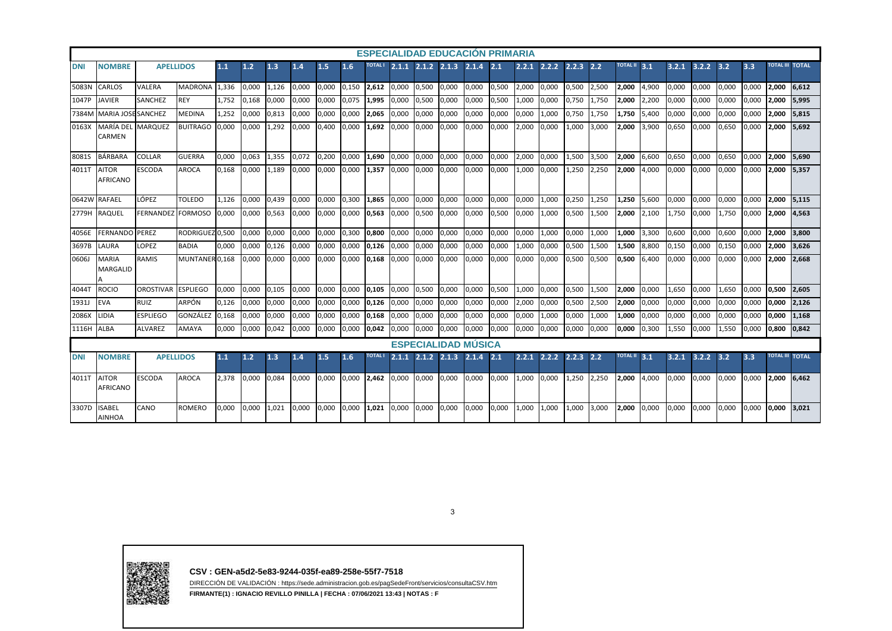## ESPECIALIDAD EDUCACIÓN PRIMARIA

| DNI | NOMBRE | APELLIDOS | | 1.1 | 1.2 | 1.3 | 1.4 | 1.5 | 1.6 | TOTAL I | 2.1.1 | 2.1.2 | 2.1.3 | 2.1.4 | 2.1 | 2.2.1 | 2.2.2 | 2.2.3 | 2.2 | TOTAL II | 3.1 | 3.2.1 | 3.2.2 | 3.2 | 3.3 | TOTAL III | TOTAL |
|---|---|---|---|---|---|---|---|---|---|---|---|---|---|---|---|---|---|---|---|---|---|---|---|---|---|---|---|
| 5083N | CARLOS | VALERA | MADRONA | 1,336 | 0,000 | 1,126 | 0,000 | 0,000 | 0,150 | **2,612** | 0,000 | 0,500 | 0,000 | 0,000 | 0,500 | 2,000 | 0,000 | 0,500 | 2,500 | **2,000** | 4,900 | 0,000 | 0,000 | 0,000 | 0,000 | **2,000** | **6,612** |
| 1047P | JAVIER | SANCHEZ | REY | 1,752 | 0,168 | 0,000 | 0,000 | 0,000 | 0,075 | **1,995** | 0,000 | 0,500 | 0,000 | 0,000 | 0,500 | 1,000 | 0,000 | 0,750 | 1,750 | **2,000** | 2,200 | 0,000 | 0,000 | 0,000 | 0,000 | **2,000** | **5,995** |
| 7384M | MARIA JOSE | SANCHEZ | MEDINA | 1,252 | 0,000 | 0,813 | 0,000 | 0,000 | 0,000 | **2,065** | 0,000 | 0,000 | 0,000 | 0,000 | 0,000 | 0,000 | 1,000 | 0,750 | 1,750 | **1,750** | 5,400 | 0,000 | 0,000 | 0,000 | 0,000 | **2,000** | **5,815** |
| 0163X | MARÍA DEL CARMEN | MARQUEZ | BUITRAGO | 0,000 | 0,000 | 1,292 | 0,000 | 0,400 | 0,000 | **1,692** | 0,000 | 0,000 | 0,000 | 0,000 | 0,000 | 2,000 | 0,000 | 1,000 | 3,000 | **2,000** | 3,900 | 0,650 | 0,000 | 0,650 | 0,000 | **2,000** | **5,692** |
| 8081S | BÁRBARA | COLLAR | GUERRA | 0,000 | 0,063 | 1,355 | 0,072 | 0,200 | 0,000 | **1,690** | 0,000 | 0,000 | 0,000 | 0,000 | 0,000 | 2,000 | 0,000 | 1,500 | 3,500 | **2,000** | 6,600 | 0,650 | 0,000 | 0,650 | 0,000 | **2,000** | **5,690** |
| 4011T | AITOR AFRICANO | ESCODA | AROCA | 0,168 | 0,000 | 1,189 | 0,000 | 0,000 | 0,000 | **1,357** | 0,000 | 0,000 | 0,000 | 0,000 | 0,000 | 1,000 | 0,000 | 1,250 | 2,250 | **2,000** | 4,000 | 0,000 | 0,000 | 0,000 | 0,000 | **2,000** | **5,357** |
| 0642W | RAFAEL | LÓPEZ | TOLEDO | 1,126 | 0,000 | 0,439 | 0,000 | 0,000 | 0,300 | **1,865** | 0,000 | 0,000 | 0,000 | 0,000 | 0,000 | 0,000 | 1,000 | 0,250 | 1,250 | **1,250** | 5,600 | 0,000 | 0,000 | 0,000 | 0,000 | **2,000** | **5,115** |
| 2779H | RAQUEL | FERNANDEZ | FORMOSO | 0,000 | 0,000 | 0,563 | 0,000 | 0,000 | 0,000 | **0,563** | 0,000 | 0,500 | 0,000 | 0,000 | 0,500 | 0,000 | 1,000 | 0,500 | 1,500 | **2,000** | 2,100 | 1,750 | 0,000 | 1,750 | 0,000 | **2,000** | **4,563** |
| 4056E | FERNANDO | PEREZ | RODRIGUEZ | 0,500 | 0,000 | 0,000 | 0,000 | 0,000 | 0,300 | **0,800** | 0,000 | 0,000 | 0,000 | 0,000 | 0,000 | 0,000 | 1,000 | 0,000 | 1,000 | **1,000** | 3,300 | 0,600 | 0,000 | 0,600 | 0,000 | **2,000** | **3,800** |
| 3697B | LAURA | LOPEZ | BADIA | 0,000 | 0,000 | 0,126 | 0,000 | 0,000 | 0,000 | **0,126** | 0,000 | 0,000 | 0,000 | 0,000 | 0,000 | 1,000 | 0,000 | 0,500 | 1,500 | **1,500** | 8,800 | 0,150 | 0,000 | 0,150 | 0,000 | **2,000** | **3,626** |
| 0606J | MARIA MARGALIDA | RAMIS | MUNTANER | 0,168 | 0,000 | 0,000 | 0,000 | 0,000 | 0,000 | **0,168** | 0,000 | 0,000 | 0,000 | 0,000 | 0,000 | 0,000 | 0,000 | 0,500 | 0,500 | **0,500** | 6,400 | 0,000 | 0,000 | 0,000 | 0,000 | **2,000** | **2,668** |
| 4044T | ROCIO | OROSTIVAR | ESPLIEGO | 0,000 | 0,000 | 0,105 | 0,000 | 0,000 | 0,000 | **0,105** | 0,000 | 0,500 | 0,000 | 0,000 | 0,500 | 1,000 | 0,000 | 0,500 | 1,500 | **2,000** | 0,000 | 1,650 | 0,000 | 1,650 | 0,000 | **0,500** | **2,605** |
| 1931J | EVA | RUIZ | ARPÓN | 0,126 | 0,000 | 0,000 | 0,000 | 0,000 | 0,000 | **0,126** | 0,000 | 0,000 | 0,000 | 0,000 | 0,000 | 2,000 | 0,000 | 0,500 | 2,500 | **2,000** | 0,000 | 0,000 | 0,000 | 0,000 | 0,000 | **0,000** | **2,126** |
| 2086X | LIDIA | ESPLIEGO | GONZÁLEZ | 0,168 | 0,000 | 0,000 | 0,000 | 0,000 | 0,000 | **0,168** | 0,000 | 0,000 | 0,000 | 0,000 | 0,000 | 0,000 | 1,000 | 0,000 | 1,000 | **1,000** | 0,000 | 0,000 | 0,000 | 0,000 | 0,000 | **0,000** | **1,168** |
| 1116H | ALBA | ALVAREZ | AMAYA | 0,000 | 0,000 | 0,042 | 0,000 | 0,000 | 0,000 | **0,042** | 0,000 | 0,000 | 0,000 | 0,000 | 0,000 | 0,000 | 0,000 | 0,000 | 0,000 | **0,000** | 0,300 | 1,550 | 0,000 | 1,550 | 0,000 | **0,800** | **0,842** |

## ESPECIALIDAD MÚSICA

| DNI | NOMBRE | APELLIDOS | | 1.1 | 1.2 | 1.3 | 1.4 | 1.5 | 1.6 | TOTAL I | 2.1.1 | 2.1.2 | 2.1.3 | 2.1.4 | 2.1 | 2.2.1 | 2.2.2 | 2.2.3 | 2.2 | TOTAL II | 3.1 | 3.2.1 | 3.2.2 | 3.2 | 3.3 | TOTAL III | TOTAL |
|---|---|---|---|---|---|---|---|---|---|---|---|---|---|---|---|---|---|---|---|---|---|---|---|---|---|---|---|
| 4011T | AITOR AFRICANO | ESCODA | AROCA | 2,378 | 0,000 | 0,084 | 0,000 | 0,000 | 0,000 | **2,462** | 0,000 | 0,000 | 0,000 | 0,000 | 0,000 | 1,000 | 0,000 | 1,250 | 2,250 | **2,000** | 4,000 | 0,000 | 0,000 | 0,000 | 0,000 | **2,000** | **6,462** |
| 3307D | ISABEL AINHOA | CANO | ROMERO | 0,000 | 0,000 | 1,021 | 0,000 | 0,000 | 0,000 | **1,021** | 0,000 | 0,000 | 0,000 | 0,000 | 0,000 | 1,000 | 1,000 | 1,000 | 3,000 | **2,000** | 0,000 | 0,000 | 0,000 | 0,000 | 0,000 | **0,000** | **3,021** |

**CSV : GEN-a5d2-5e83-9244-035f-ea89-258e-55f7-7518**

DIRECCIÓN DE VALIDACIÓN : https://sede.administracion.gob.es/pagSedeFront/servicios/consultaCSV.htm

**FIRMANTE(1) : IGNACIO REVILLO PINILLA | FECHA : 07/06/2021 13:43 | NOTAS : F**